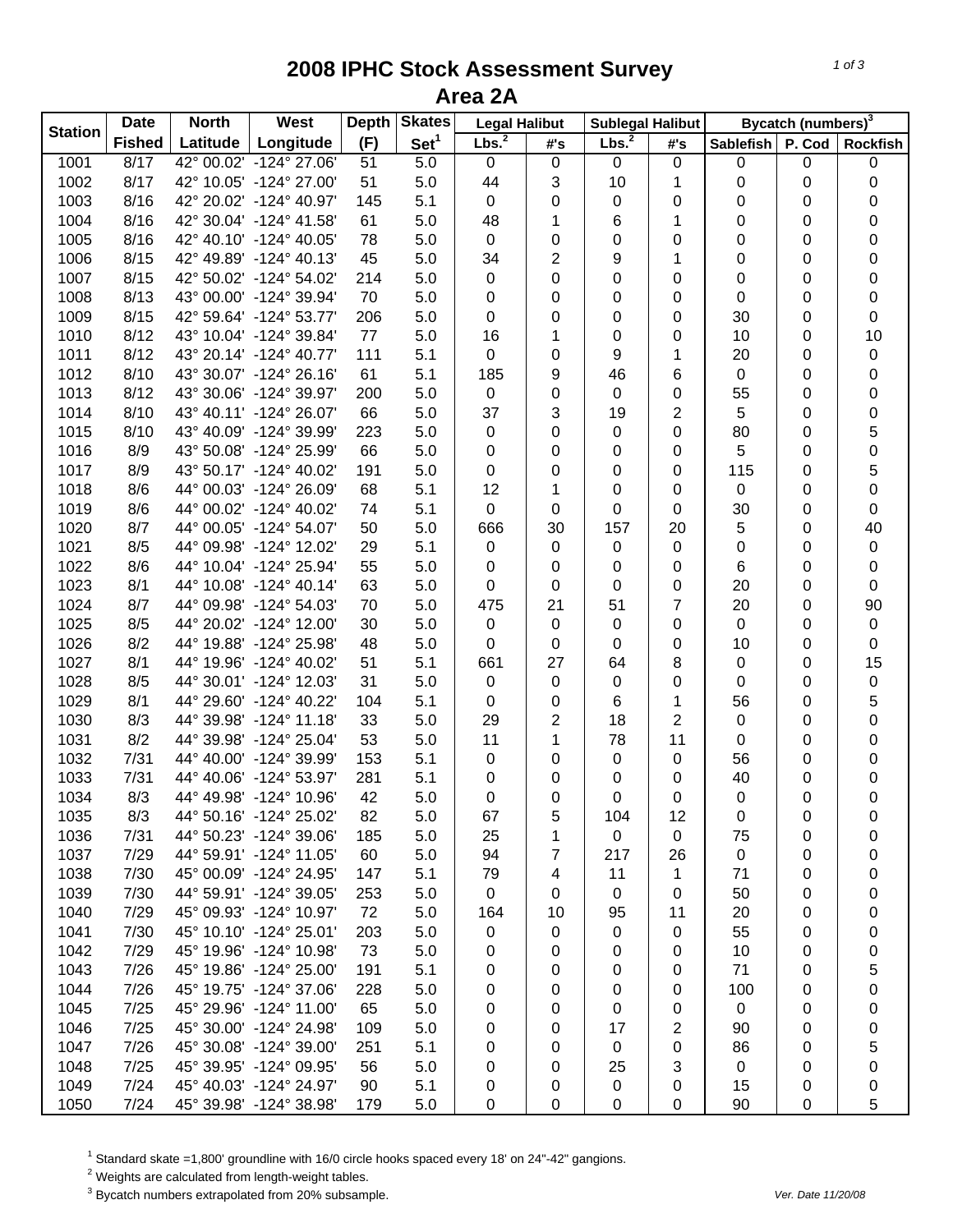# 2008 IPHC Stock Assessment Survey
## Area 2A

| Station | Date | North | West | Depth | Skates | Legal Halibut | | Sublegal Halibut | | Bycatch (numbers)[3] | | |
|---|---|---|---|---|---|---|---|---|---|---|---|---|
| | Fished | Latitude | Longitude | (F) | Set[1] | Lbs.[2] | #'s | Lbs.[2] | #'s | Sablefish | P. Cod | Rockfish |
| 1001 | 8/17 | 42° 00.02' | -124° 27.06' | 51 | 5.0 | 0 | 0 | 0 | 0 | 0 | 0 | 0 |
| 1002 | 8/17 | 42° 10.05' | -124° 27.00' | 51 | 5.0 | 44 | 3 | 10 | 1 | 0 | 0 | 0 |
| 1003 | 8/16 | 42° 20.02' | -124° 40.97' | 145 | 5.1 | 0 | 0 | 0 | 0 | 0 | 0 | 0 |
| 1004 | 8/16 | 42° 30.04' | -124° 41.58' | 61 | 5.0 | 48 | 1 | 6 | 1 | 0 | 0 | 0 |
| 1005 | 8/16 | 42° 40.10' | -124° 40.05' | 78 | 5.0 | 0 | 0 | 0 | 0 | 0 | 0 | 0 |
| 1006 | 8/15 | 42° 49.89' | -124° 40.13' | 45 | 5.0 | 34 | 2 | 9 | 1 | 0 | 0 | 0 |
| 1007 | 8/15 | 42° 50.02' | -124° 54.02' | 214 | 5.0 | 0 | 0 | 0 | 0 | 0 | 0 | 0 |
| 1008 | 8/13 | 43° 00.00' | -124° 39.94' | 70 | 5.0 | 0 | 0 | 0 | 0 | 0 | 0 | 0 |
| 1009 | 8/15 | 42° 59.64' | -124° 53.77' | 206 | 5.0 | 0 | 0 | 0 | 0 | 30 | 0 | 0 |
| 1010 | 8/12 | 43° 10.04' | -124° 39.84' | 77 | 5.0 | 16 | 1 | 0 | 0 | 10 | 0 | 10 |
| 1011 | 8/12 | 43° 20.14' | -124° 40.77' | 111 | 5.1 | 0 | 0 | 9 | 1 | 20 | 0 | 0 |
| 1012 | 8/10 | 43° 30.07' | -124° 26.16' | 61 | 5.1 | 185 | 9 | 46 | 6 | 0 | 0 | 0 |
| 1013 | 8/12 | 43° 30.06' | -124° 39.97' | 200 | 5.0 | 0 | 0 | 0 | 0 | 55 | 0 | 0 |
| 1014 | 8/10 | 43° 40.11' | -124° 26.07' | 66 | 5.0 | 37 | 3 | 19 | 2 | 5 | 0 | 0 |
| 1015 | 8/10 | 43° 40.09' | -124° 39.99' | 223 | 5.0 | 0 | 0 | 0 | 0 | 80 | 0 | 5 |
| 1016 | 8/9 | 43° 50.08' | -124° 25.99' | 66 | 5.0 | 0 | 0 | 0 | 0 | 5 | 0 | 0 |
| 1017 | 8/9 | 43° 50.17' | -124° 40.02' | 191 | 5.0 | 0 | 0 | 0 | 0 | 115 | 0 | 5 |
| 1018 | 8/6 | 44° 00.03' | -124° 26.09' | 68 | 5.1 | 12 | 1 | 0 | 0 | 0 | 0 | 0 |
| 1019 | 8/6 | 44° 00.02' | -124° 40.02' | 74 | 5.1 | 0 | 0 | 0 | 0 | 30 | 0 | 0 |
| 1020 | 8/7 | 44° 00.05' | -124° 54.07' | 50 | 5.0 | 666 | 30 | 157 | 20 | 5 | 0 | 40 |
| 1021 | 8/5 | 44° 09.98' | -124° 12.02' | 29 | 5.1 | 0 | 0 | 0 | 0 | 0 | 0 | 0 |
| 1022 | 8/6 | 44° 10.04' | -124° 25.94' | 55 | 5.0 | 0 | 0 | 0 | 0 | 6 | 0 | 0 |
| 1023 | 8/1 | 44° 10.08' | -124° 40.14' | 63 | 5.0 | 0 | 0 | 0 | 0 | 20 | 0 | 0 |
| 1024 | 8/7 | 44° 09.98' | -124° 54.03' | 70 | 5.0 | 475 | 21 | 51 | 7 | 20 | 0 | 90 |
| 1025 | 8/5 | 44° 20.02' | -124° 12.00' | 30 | 5.0 | 0 | 0 | 0 | 0 | 0 | 0 | 0 |
| 1026 | 8/2 | 44° 19.88' | -124° 25.98' | 48 | 5.0 | 0 | 0 | 0 | 0 | 10 | 0 | 0 |
| 1027 | 8/1 | 44° 19.96' | -124° 40.02' | 51 | 5.1 | 661 | 27 | 64 | 8 | 0 | 0 | 15 |
| 1028 | 8/5 | 44° 30.01' | -124° 12.03' | 31 | 5.0 | 0 | 0 | 0 | 0 | 0 | 0 | 0 |
| 1029 | 8/1 | 44° 29.60' | -124° 40.22' | 104 | 5.1 | 0 | 0 | 6 | 1 | 56 | 0 | 5 |
| 1030 | 8/3 | 44° 39.98' | -124° 11.18' | 33 | 5.0 | 29 | 2 | 18 | 2 | 0 | 0 | 0 |
| 1031 | 8/2 | 44° 39.98' | -124° 25.04' | 53 | 5.0 | 11 | 1 | 78 | 11 | 0 | 0 | 0 |
| 1032 | 7/31 | 44° 40.00' | -124° 39.99' | 153 | 5.1 | 0 | 0 | 0 | 0 | 56 | 0 | 0 |
| 1033 | 7/31 | 44° 40.06' | -124° 53.97' | 281 | 5.1 | 0 | 0 | 0 | 0 | 40 | 0 | 0 |
| 1034 | 8/3 | 44° 49.98' | -124° 10.96' | 42 | 5.0 | 0 | 0 | 0 | 0 | 0 | 0 | 0 |
| 1035 | 8/3 | 44° 50.16' | -124° 25.02' | 82 | 5.0 | 67 | 5 | 104 | 12 | 0 | 0 | 0 |
| 1036 | 7/31 | 44° 50.23' | -124° 39.06' | 185 | 5.0 | 25 | 1 | 0 | 0 | 75 | 0 | 0 |
| 1037 | 7/29 | 44° 59.91' | -124° 11.05' | 60 | 5.0 | 94 | 7 | 217 | 26 | 0 | 0 | 0 |
| 1038 | 7/30 | 45° 00.09' | -124° 24.95' | 147 | 5.1 | 79 | 4 | 11 | 1 | 71 | 0 | 0 |
| 1039 | 7/30 | 44° 59.91' | -124° 39.05' | 253 | 5.0 | 0 | 0 | 0 | 0 | 50 | 0 | 0 |
| 1040 | 7/29 | 45° 09.93' | -124° 10.97' | 72 | 5.0 | 164 | 10 | 95 | 11 | 20 | 0 | 0 |
| 1041 | 7/30 | 45° 10.10' | -124° 25.01' | 203 | 5.0 | 0 | 0 | 0 | 0 | 55 | 0 | 0 |
| 1042 | 7/29 | 45° 19.96' | -124° 10.98' | 73 | 5.0 | 0 | 0 | 0 | 0 | 10 | 0 | 0 |
| 1043 | 7/26 | 45° 19.86' | -124° 25.00' | 191 | 5.1 | 0 | 0 | 0 | 0 | 71 | 0 | 5 |
| 1044 | 7/26 | 45° 19.75' | -124° 37.06' | 228 | 5.0 | 0 | 0 | 0 | 0 | 100 | 0 | 0 |
| 1045 | 7/25 | 45° 29.96' | -124° 11.00' | 65 | 5.0 | 0 | 0 | 0 | 0 | 0 | 0 | 0 |
| 1046 | 7/25 | 45° 30.00' | -124° 24.98' | 109 | 5.0 | 0 | 0 | 17 | 2 | 90 | 0 | 0 |
| 1047 | 7/26 | 45° 30.08' | -124° 39.00' | 251 | 5.1 | 0 | 0 | 0 | 0 | 86 | 0 | 5 |
| 1048 | 7/25 | 45° 39.95' | -124° 09.95' | 56 | 5.0 | 0 | 0 | 25 | 3 | 0 | 0 | 0 |
| 1049 | 7/24 | 45° 40.03' | -124° 24.97' | 90 | 5.1 | 0 | 0 | 0 | 0 | 15 | 0 | 0 |
| 1050 | 7/24 | 45° 39.98' | -124° 38.98' | 179 | 5.0 | 0 | 0 | 0 | 0 | 90 | 0 | 5 |

[1] Standard skate =1,800' groundline with 16/0 circle hooks spaced every 18' on 24"-42" gangions.
[2] Weights are calculated from length-weight tables.
[3] Bycatch numbers extrapolated from 20% subsample.

Ver. Date 11/20/08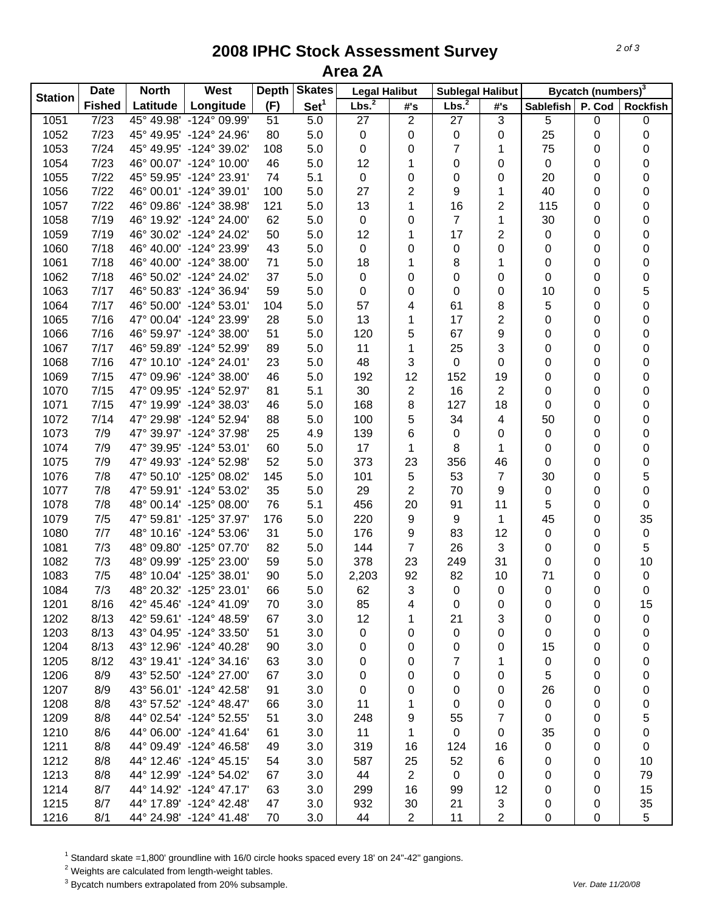# 2008 IPHC Stock Assessment Survey
## Area 2A

| Station | Date | North | West | Depth | Skates | Legal Halibut | | Sublegal Halibut | | Bycatch (numbers)[3] | | |
|---|---|---|---|---|---|---|---|---|---|---|---|---|
| | Fished | Latitude | Longitude | (F) | Set[1] | Lbs.[2] | #'s | Lbs.[2] | #'s | Sablefish | P. Cod | Rockfish |
| 1051 | 7/23 | 45° 49.98' | -124° 09.99' | 51 | 5.0 | 27 | 2 | 27 | 3 | 5 | 0 | 0 |
| 1052 | 7/23 | 45° 49.95' | -124° 24.96' | 80 | 5.0 | 0 | 0 | 0 | 0 | 25 | 0 | 0 |
| 1053 | 7/24 | 45° 49.95' | -124° 39.02' | 108 | 5.0 | 0 | 0 | 7 | 1 | 75 | 0 | 0 |
| 1054 | 7/23 | 46° 00.07' | -124° 10.00' | 46 | 5.0 | 12 | 1 | 0 | 0 | 0 | 0 | 0 |
| 1055 | 7/22 | 45° 59.95' | -124° 23.91' | 74 | 5.1 | 0 | 0 | 0 | 0 | 20 | 0 | 0 |
| 1056 | 7/22 | 46° 00.01' | -124° 39.01' | 100 | 5.0 | 27 | 2 | 9 | 1 | 40 | 0 | 0 |
| 1057 | 7/22 | 46° 09.86' | -124° 38.98' | 121 | 5.0 | 13 | 1 | 16 | 2 | 115 | 0 | 0 |
| 1058 | 7/19 | 46° 19.92' | -124° 24.00' | 62 | 5.0 | 0 | 0 | 7 | 1 | 30 | 0 | 0 |
| 1059 | 7/19 | 46° 30.02' | -124° 24.02' | 50 | 5.0 | 12 | 1 | 17 | 2 | 0 | 0 | 0 |
| 1060 | 7/18 | 46° 40.00' | -124° 23.99' | 43 | 5.0 | 0 | 0 | 0 | 0 | 0 | 0 | 0 |
| 1061 | 7/18 | 46° 40.00' | -124° 38.00' | 71 | 5.0 | 18 | 1 | 8 | 1 | 0 | 0 | 0 |
| 1062 | 7/18 | 46° 50.02' | -124° 24.02' | 37 | 5.0 | 0 | 0 | 0 | 0 | 0 | 0 | 0 |
| 1063 | 7/17 | 46° 50.83' | -124° 36.94' | 59 | 5.0 | 0 | 0 | 0 | 0 | 10 | 0 | 5 |
| 1064 | 7/17 | 46° 50.00' | -124° 53.01' | 104 | 5.0 | 57 | 4 | 61 | 8 | 5 | 0 | 0 |
| 1065 | 7/16 | 47° 00.04' | -124° 23.99' | 28 | 5.0 | 13 | 1 | 17 | 2 | 0 | 0 | 0 |
| 1066 | 7/16 | 46° 59.97' | -124° 38.00' | 51 | 5.0 | 120 | 5 | 67 | 9 | 0 | 0 | 0 |
| 1067 | 7/17 | 46° 59.89' | -124° 52.99' | 89 | 5.0 | 11 | 1 | 25 | 3 | 0 | 0 | 0 |
| 1068 | 7/16 | 47° 10.10' | -124° 24.01' | 23 | 5.0 | 48 | 3 | 0 | 0 | 0 | 0 | 0 |
| 1069 | 7/15 | 47° 09.96' | -124° 38.00' | 46 | 5.0 | 192 | 12 | 152 | 19 | 0 | 0 | 0 |
| 1070 | 7/15 | 47° 09.95' | -124° 52.97' | 81 | 5.1 | 30 | 2 | 16 | 2 | 0 | 0 | 0 |
| 1071 | 7/15 | 47° 19.99' | -124° 38.03' | 46 | 5.0 | 168 | 8 | 127 | 18 | 0 | 0 | 0 |
| 1072 | 7/14 | 47° 29.98' | -124° 52.94' | 88 | 5.0 | 100 | 5 | 34 | 4 | 50 | 0 | 0 |
| 1073 | 7/9 | 47° 39.97' | -124° 37.98' | 25 | 4.9 | 139 | 6 | 0 | 0 | 0 | 0 | 0 |
| 1074 | 7/9 | 47° 39.95' | -124° 53.01' | 60 | 5.0 | 17 | 1 | 8 | 1 | 0 | 0 | 0 |
| 1075 | 7/9 | 47° 49.93' | -124° 52.98' | 52 | 5.0 | 373 | 23 | 356 | 46 | 0 | 0 | 0 |
| 1076 | 7/8 | 47° 50.10' | -125° 08.02' | 145 | 5.0 | 101 | 5 | 53 | 7 | 30 | 0 | 5 |
| 1077 | 7/8 | 47° 59.91' | -124° 53.02' | 35 | 5.0 | 29 | 2 | 70 | 9 | 0 | 0 | 0 |
| 1078 | 7/8 | 48° 00.14' | -125° 08.00' | 76 | 5.1 | 456 | 20 | 91 | 11 | 5 | 0 | 0 |
| 1079 | 7/5 | 47° 59.81' | -125° 37.97' | 176 | 5.0 | 220 | 9 | 9 | 1 | 45 | 0 | 35 |
| 1080 | 7/7 | 48° 10.16' | -124° 53.06' | 31 | 5.0 | 176 | 9 | 83 | 12 | 0 | 0 | 0 |
| 1081 | 7/3 | 48° 09.80' | -125° 07.70' | 82 | 5.0 | 144 | 7 | 26 | 3 | 0 | 0 | 5 |
| 1082 | 7/3 | 48° 09.99' | -125° 23.00' | 59 | 5.0 | 378 | 23 | 249 | 31 | 0 | 0 | 10 |
| 1083 | 7/5 | 48° 10.04' | -125° 38.01' | 90 | 5.0 | 2,203 | 92 | 82 | 10 | 71 | 0 | 0 |
| 1084 | 7/3 | 48° 20.32' | -125° 23.01' | 66 | 5.0 | 62 | 3 | 0 | 0 | 0 | 0 | 0 |
| 1201 | 8/16 | 42° 45.46' | -124° 41.09' | 70 | 3.0 | 85 | 4 | 0 | 0 | 0 | 0 | 15 |
| 1202 | 8/13 | 42° 59.61' | -124° 48.59' | 67 | 3.0 | 12 | 1 | 21 | 3 | 0 | 0 | 0 |
| 1203 | 8/13 | 43° 04.95' | -124° 33.50' | 51 | 3.0 | 0 | 0 | 0 | 0 | 0 | 0 | 0 |
| 1204 | 8/13 | 43° 12.96' | -124° 40.28' | 90 | 3.0 | 0 | 0 | 0 | 0 | 15 | 0 | 0 |
| 1205 | 8/12 | 43° 19.41' | -124° 34.16' | 63 | 3.0 | 0 | 0 | 7 | 1 | 0 | 0 | 0 |
| 1206 | 8/9 | 43° 52.50' | -124° 27.00' | 67 | 3.0 | 0 | 0 | 0 | 0 | 5 | 0 | 0 |
| 1207 | 8/9 | 43° 56.01' | -124° 42.58' | 91 | 3.0 | 0 | 0 | 0 | 0 | 26 | 0 | 0 |
| 1208 | 8/8 | 43° 57.52' | -124° 48.47' | 66 | 3.0 | 11 | 1 | 0 | 0 | 0 | 0 | 0 |
| 1209 | 8/8 | 44° 02.54' | -124° 52.55' | 51 | 3.0 | 248 | 9 | 55 | 7 | 0 | 0 | 5 |
| 1210 | 8/6 | 44° 06.00' | -124° 41.64' | 61 | 3.0 | 11 | 1 | 0 | 0 | 35 | 0 | 0 |
| 1211 | 8/8 | 44° 09.49' | -124° 46.58' | 49 | 3.0 | 319 | 16 | 124 | 16 | 0 | 0 | 0 |
| 1212 | 8/8 | 44° 12.46' | -124° 45.15' | 54 | 3.0 | 587 | 25 | 52 | 6 | 0 | 0 | 10 |
| 1213 | 8/8 | 44° 12.99' | -124° 54.02' | 67 | 3.0 | 44 | 2 | 0 | 0 | 0 | 0 | 79 |
| 1214 | 8/7 | 44° 14.92' | -124° 47.17' | 63 | 3.0 | 299 | 16 | 99 | 12 | 0 | 0 | 15 |
| 1215 | 8/7 | 44° 17.89' | -124° 42.48' | 47 | 3.0 | 932 | 30 | 21 | 3 | 0 | 0 | 35 |
| 1216 | 8/1 | 44° 24.98' | -124° 41.48' | 70 | 3.0 | 44 | 2 | 11 | 2 | 0 | 0 | 5 |

[1] Standard skate =1,800' groundline with 16/0 circle hooks spaced every 18' on 24"-42" gangions.
[2] Weights are calculated from length-weight tables.
[3] Bycatch numbers extrapolated from 20% subsample.

*Ver. Date 11/20/08*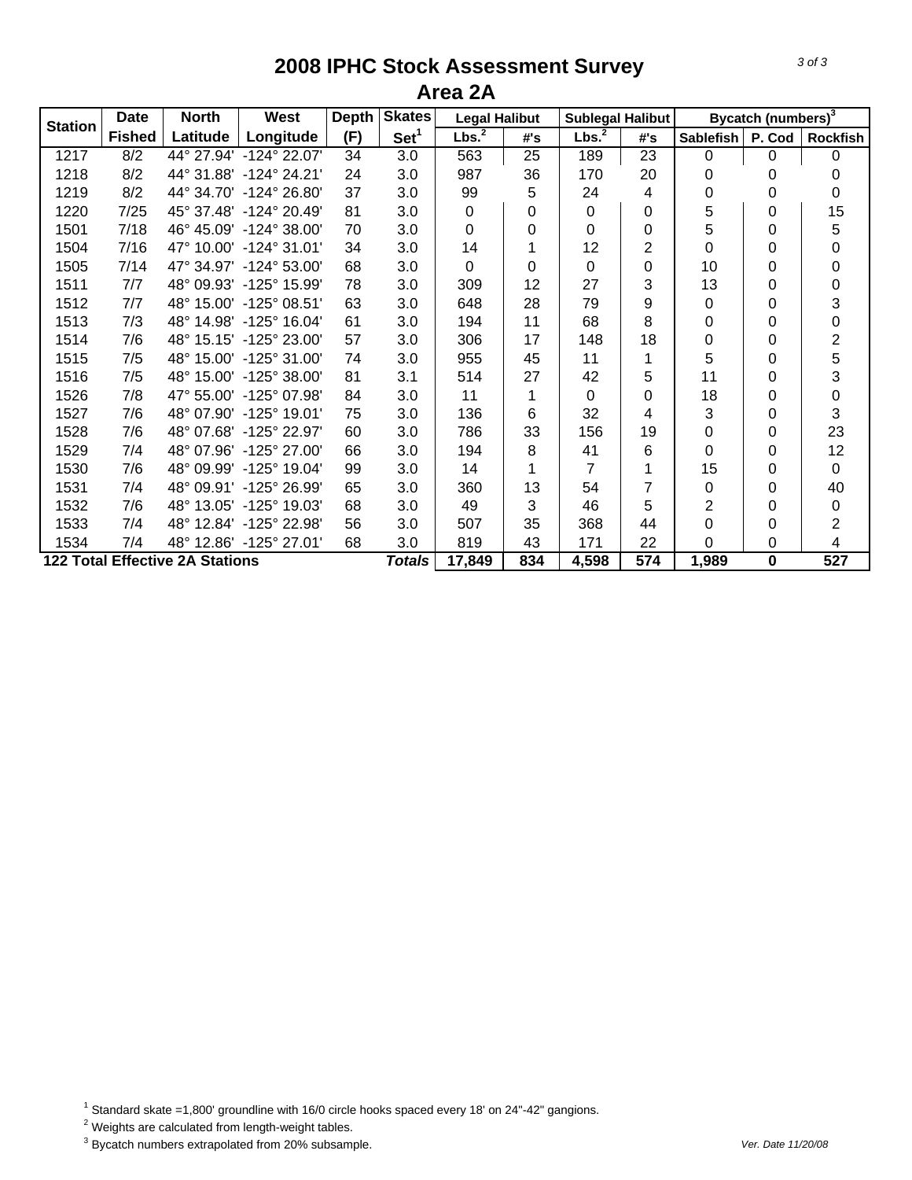# 2008 IPHC Stock Assessment Survey

## Area 2A

| Station | Date | North | West | Depth | Skates | Legal Halibut | | Sublegal Halibut | | Bycatch (numbers)[3] | | |
|---|---|---|---|---|---|---|---|---|---|---|---|---|
| | Fished | Latitude | Longitude | (F) | Set[1] | Lbs.[2] | #'s | Lbs.[2] | #'s | Sablefish | P. Cod | Rockfish |
| 1217 | 8/2 | 44° 27.94' | -124° 22.07' | 34 | 3.0 | 563 | 25 | 189 | 23 | 0 | 0 | 0 |
| 1218 | 8/2 | 44° 31.88' | -124° 24.21' | 24 | 3.0 | 987 | 36 | 170 | 20 | 0 | 0 | 0 |
| 1219 | 8/2 | 44° 34.70' | -124° 26.80' | 37 | 3.0 | 99 | 5 | 24 | 4 | 0 | 0 | 0 |
| 1220 | 7/25 | 45° 37.48' | -124° 20.49' | 81 | 3.0 | 0 | 0 | 0 | 0 | 5 | 0 | 15 |
| 1501 | 7/18 | 46° 45.09' | -124° 38.00' | 70 | 3.0 | 0 | 0 | 0 | 0 | 5 | 0 | 5 |
| 1504 | 7/16 | 47° 10.00' | -124° 31.01' | 34 | 3.0 | 14 | 1 | 12 | 2 | 0 | 0 | 0 |
| 1505 | 7/14 | 47° 34.97' | -124° 53.00' | 68 | 3.0 | 0 | 0 | 0 | 0 | 10 | 0 | 0 |
| 1511 | 7/7 | 48° 09.93' | -125° 15.99' | 78 | 3.0 | 309 | 12 | 27 | 3 | 13 | 0 | 0 |
| 1512 | 7/7 | 48° 15.00' | -125° 08.51' | 63 | 3.0 | 648 | 28 | 79 | 9 | 0 | 0 | 3 |
| 1513 | 7/3 | 48° 14.98' | -125° 16.04' | 61 | 3.0 | 194 | 11 | 68 | 8 | 0 | 0 | 0 |
| 1514 | 7/6 | 48° 15.15' | -125° 23.00' | 57 | 3.0 | 306 | 17 | 148 | 18 | 0 | 0 | 2 |
| 1515 | 7/5 | 48° 15.00' | -125° 31.00' | 74 | 3.0 | 955 | 45 | 11 | 1 | 5 | 0 | 5 |
| 1516 | 7/5 | 48° 15.00' | -125° 38.00' | 81 | 3.1 | 514 | 27 | 42 | 5 | 11 | 0 | 3 |
| 1526 | 7/8 | 47° 55.00' | -125° 07.98' | 84 | 3.0 | 11 | 1 | 0 | 0 | 18 | 0 | 0 |
| 1527 | 7/6 | 48° 07.90' | -125° 19.01' | 75 | 3.0 | 136 | 6 | 32 | 4 | 3 | 0 | 3 |
| 1528 | 7/6 | 48° 07.68' | -125° 22.97' | 60 | 3.0 | 786 | 33 | 156 | 19 | 0 | 0 | 23 |
| 1529 | 7/4 | 48° 07.96' | -125° 27.00' | 66 | 3.0 | 194 | 8 | 41 | 6 | 0 | 0 | 12 |
| 1530 | 7/6 | 48° 09.99' | -125° 19.04' | 99 | 3.0 | 14 | 1 | 7 | 1 | 15 | 0 | 0 |
| 1531 | 7/4 | 48° 09.91' | -125° 26.99' | 65 | 3.0 | 360 | 13 | 54 | 7 | 0 | 0 | 40 |
| 1532 | 7/6 | 48° 13.05' | -125° 19.03' | 68 | 3.0 | 49 | 3 | 46 | 5 | 2 | 0 | 0 |
| 1533 | 7/4 | 48° 12.84' | -125° 22.98' | 56 | 3.0 | 507 | 35 | 368 | 44 | 0 | 0 | 2 |
| 1534 | 7/4 | 48° 12.86' | -125° 27.01' | 68 | 3.0 | 819 | 43 | 171 | 22 | 0 | 0 | 4 |
| **122 Total Effective 2A Stations** | | | | | ***Totals*** | **17,849** | **834** | **4,598** | **574** | **1,989** | **0** | **527** |

[1] Standard skate =1,800' groundline with 16/0 circle hooks spaced every 18' on 24"-42" gangions.

[2] Weights are calculated from length-weight tables.

[3] Bycatch numbers extrapolated from 20% subsample.

*Ver. Date 11/20/08*